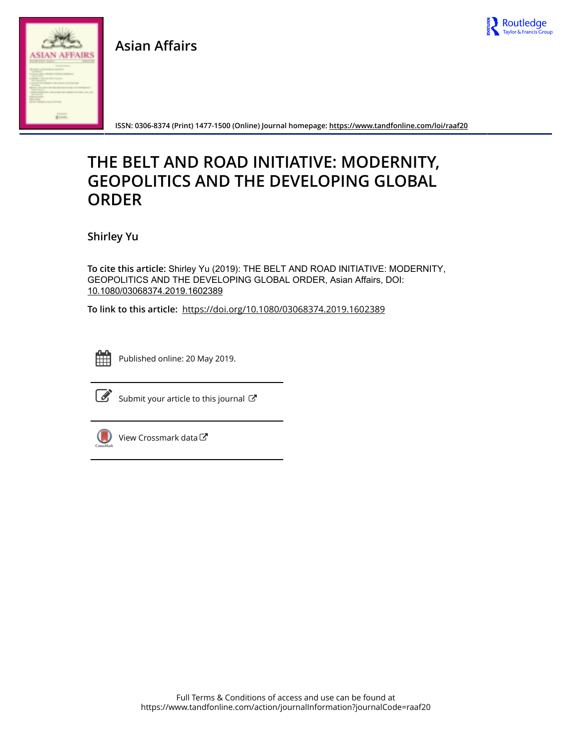Asian Affairs

ISSN: 0306-8374 (Print) 1477-1500 (Online) Journal homepage: https://www.tandfonline.com/loi/raaf20

# THE BELT AND ROAD INITIATIVE: MODERNITY, GEOPOLITICS AND THE DEVELOPING GLOBAL ORDER

**Shirley Yu**

**To cite this article:** Shirley Yu (2019): THE BELT AND ROAD INITIATIVE: MODERNITY, GEOPOLITICS AND THE DEVELOPING GLOBAL ORDER, Asian Affairs, DOI: 10.1080/03068374.2019.1602389

**To link to this article:** https://doi.org/10.1080/03068374.2019.1602389

Published online: 20 May 2019.

Submit your article to this journal

View Crossmark data

Full Terms & Conditions of access and use can be found at https://www.tandfonline.com/action/journalInformation?journalCode=raaf20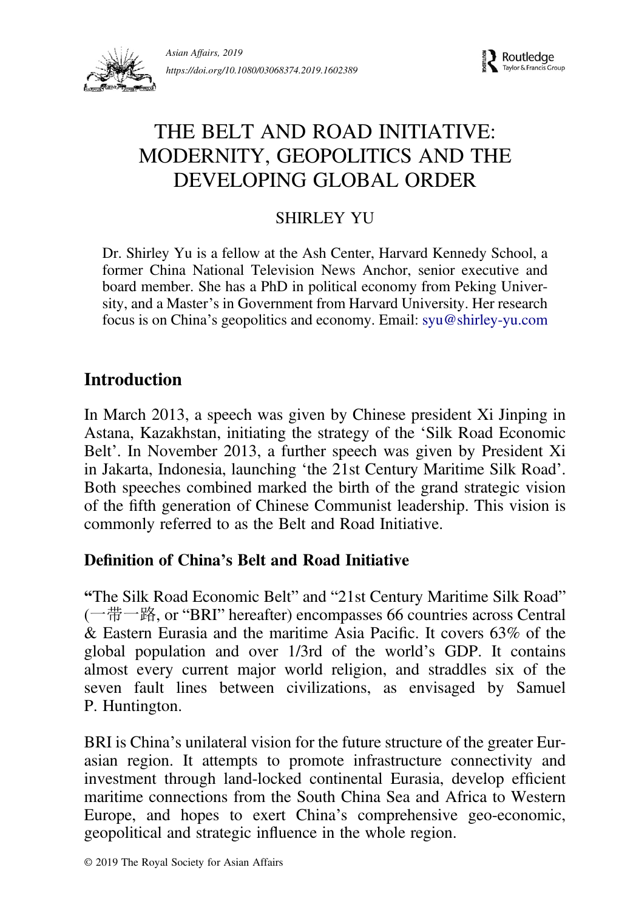# THE BELT AND ROAD INITIATIVE: MODERNITY, GEOPOLITICS AND THE DEVELOPING GLOBAL ORDER

SHIRLEY YU

Dr. Shirley Yu is a fellow at the Ash Center, Harvard Kennedy School, a former China National Television News Anchor, senior executive and board member. She has a PhD in political economy from Peking University, and a Master's in Government from Harvard University. Her research focus is on China's geopolitics and economy. Email: syu@shirley-yu.com

## Introduction

In March 2013, a speech was given by Chinese president Xi Jinping in Astana, Kazakhstan, initiating the strategy of the 'Silk Road Economic Belt'. In November 2013, a further speech was given by President Xi in Jakarta, Indonesia, launching 'the 21st Century Maritime Silk Road'. Both speeches combined marked the birth of the grand strategic vision of the fifth generation of Chinese Communist leadership. This vision is commonly referred to as the Belt and Road Initiative.

### Definition of China's Belt and Road Initiative

"The Silk Road Economic Belt" and "21st Century Maritime Silk Road" (一带一路, or "BRI" hereafter) encompasses 66 countries across Central & Eastern Eurasia and the maritime Asia Pacific. It covers 63% of the global population and over 1/3rd of the world's GDP. It contains almost every current major world religion, and straddles six of the seven fault lines between civilizations, as envisaged by Samuel P. Huntington.

BRI is China's unilateral vision for the future structure of the greater Eurasian region. It attempts to promote infrastructure connectivity and investment through land-locked continental Eurasia, develop efficient maritime connections from the South China Sea and Africa to Western Europe, and hopes to exert China's comprehensive geo-economic, geopolitical and strategic influence in the whole region.

© 2019 The Royal Society for Asian Affairs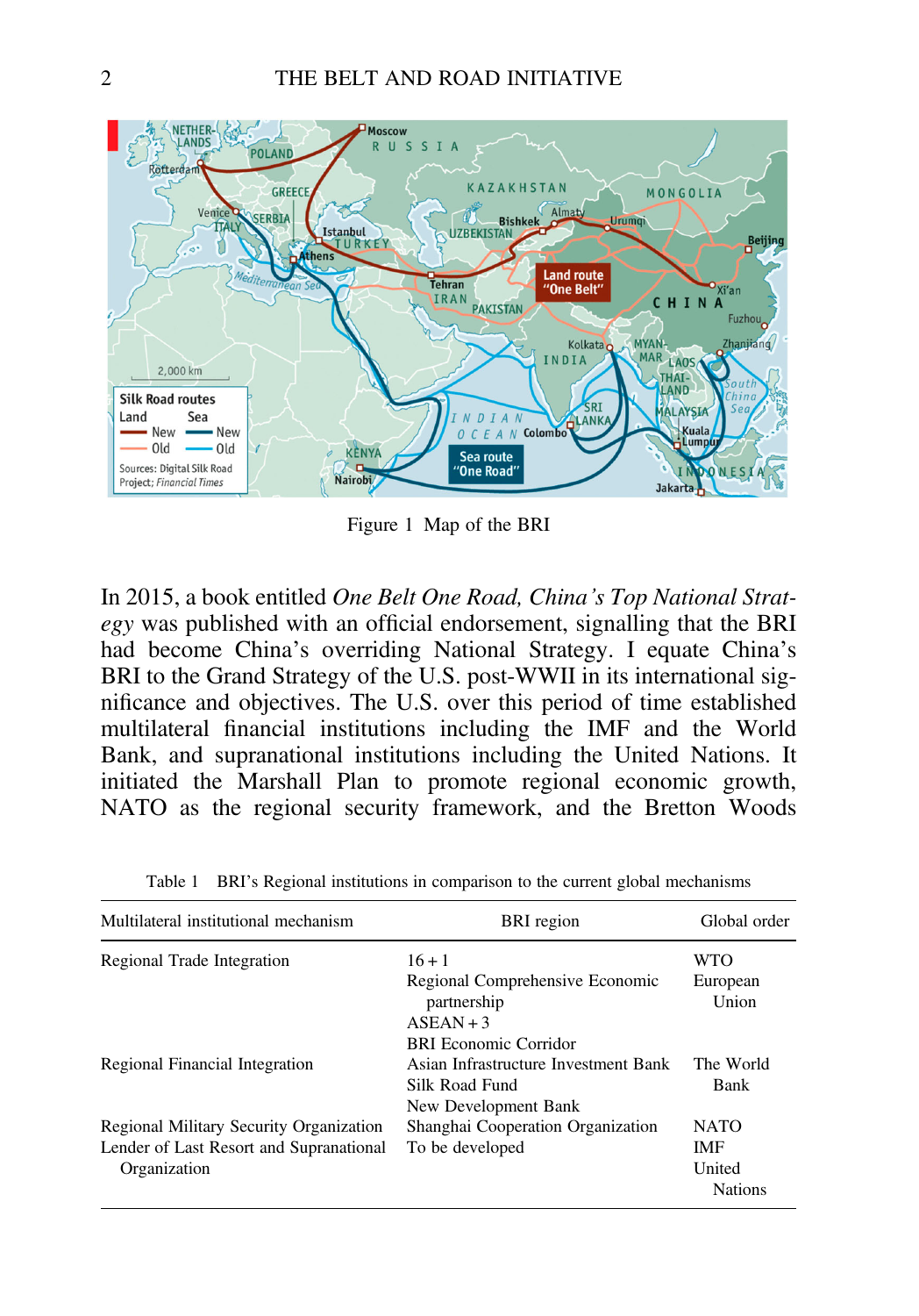Figure 1 Map of the BRI

In 2015, a book entitled *One Belt One Road, China's Top National Strategy* was published with an official endorsement, signalling that the BRI had become China's overriding National Strategy. I equate China's BRI to the Grand Strategy of the U.S. post-WWII in its international significance and objectives. The U.S. over this period of time established multilateral financial institutions including the IMF and the World Bank, and supranational institutions including the United Nations. It initiated the Marshall Plan to promote regional economic growth, NATO as the regional security framework, and the Bretton Woods

Table 1 BRI's Regional institutions in comparison to the current global mechanisms

| Multilateral institutional mechanism | BRI region | Global order |
|---|---|---|
| Regional Trade Integration | 16 + 1<br>Regional Comprehensive Economic partnership<br>ASEAN + 3<br>BRI Economic Corridor | WTO<br>European Union |
| Regional Financial Integration | Asian Infrastructure Investment Bank<br>Silk Road Fund<br>New Development Bank | The World Bank |
| Regional Military Security Organization | Shanghai Cooperation Organization | NATO |
| Lender of Last Resort and Supranational Organization | To be developed | IMF<br>United Nations |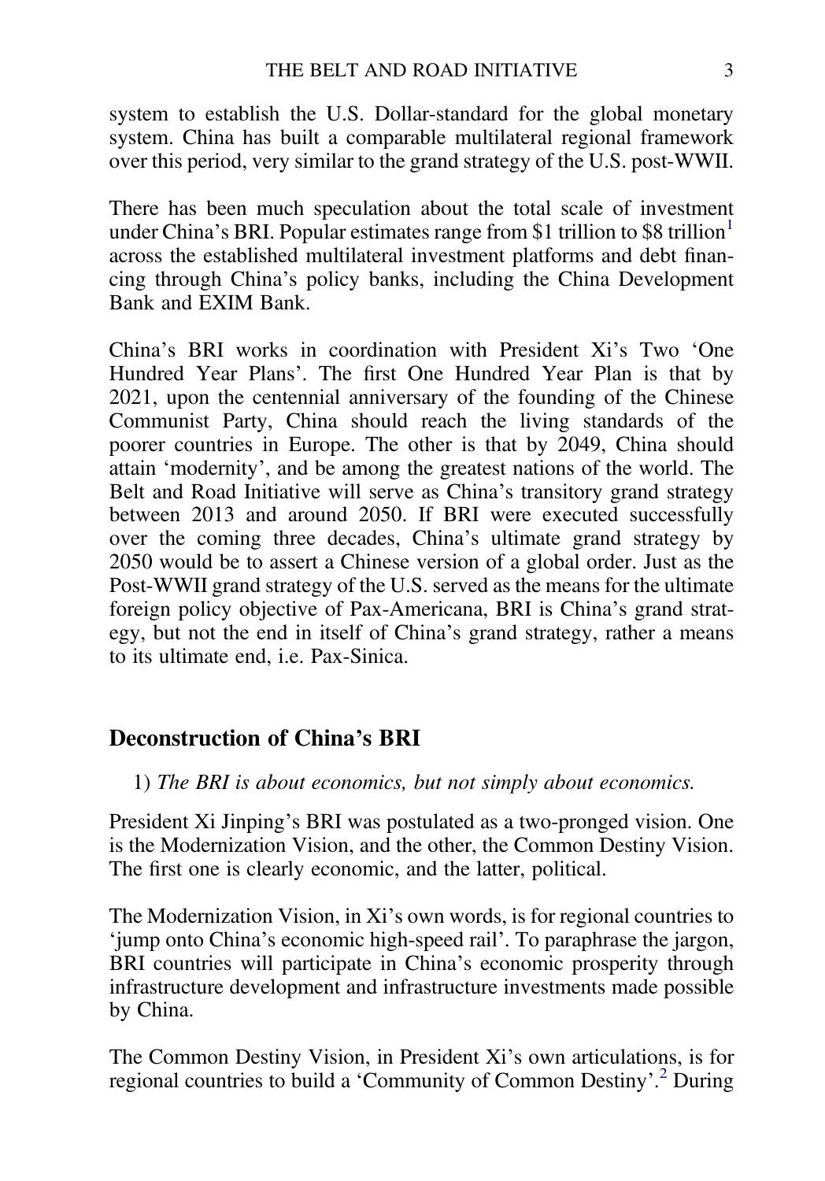system to establish the U.S. Dollar-standard for the global monetary system. China has built a comparable multilateral regional framework over this period, very similar to the grand strategy of the U.S. post-WWII.

There has been much speculation about the total scale of investment under China's BRI. Popular estimates range from $1 trillion to $8 trillion[1] across the established multilateral investment platforms and debt financing through China's policy banks, including the China Development Bank and EXIM Bank.

China's BRI works in coordination with President Xi's Two 'One Hundred Year Plans'. The first One Hundred Year Plan is that by 2021, upon the centennial anniversary of the founding of the Chinese Communist Party, China should reach the living standards of the poorer countries in Europe. The other is that by 2049, China should attain 'modernity', and be among the greatest nations of the world. The Belt and Road Initiative will serve as China's transitory grand strategy between 2013 and around 2050. If BRI were executed successfully over the coming three decades, China's ultimate grand strategy by 2050 would be to assert a Chinese version of a global order. Just as the Post-WWII grand strategy of the U.S. served as the means for the ultimate foreign policy objective of Pax-Americana, BRI is China's grand strategy, but not the end in itself of China's grand strategy, rather a means to its ultimate end, i.e. Pax-Sinica.

## Deconstruction of China's BRI

1) *The BRI is about economics, but not simply about economics.*

President Xi Jinping's BRI was postulated as a two-pronged vision. One is the Modernization Vision, and the other, the Common Destiny Vision. The first one is clearly economic, and the latter, political.

The Modernization Vision, in Xi's own words, is for regional countries to 'jump onto China's economic high-speed rail'. To paraphrase the jargon, BRI countries will participate in China's economic prosperity through infrastructure development and infrastructure investments made possible by China.

The Common Destiny Vision, in President Xi's own articulations, is for regional countries to build a 'Community of Common Destiny'.[2] During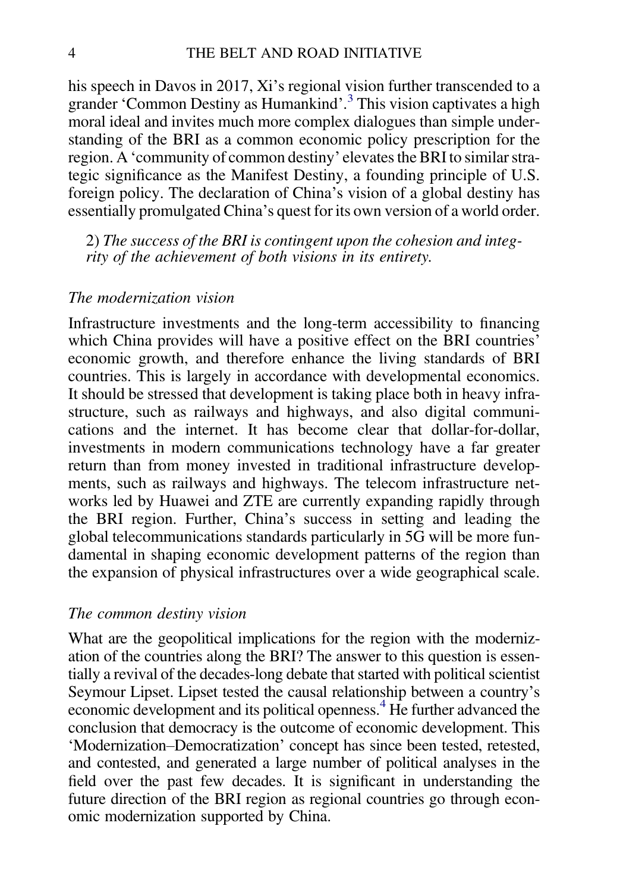his speech in Davos in 2017, Xi's regional vision further transcended to a grander 'Common Destiny as Humankind'.[3] This vision captivates a high moral ideal and invites much more complex dialogues than simple understanding of the BRI as a common economic policy prescription for the region. A 'community of common destiny' elevates the BRI to similar strategic significance as the Manifest Destiny, a founding principle of U.S. foreign policy. The declaration of China's vision of a global destiny has essentially promulgated China's quest for its own version of a world order.

2) *The success of the BRI is contingent upon the cohesion and integrity of the achievement of both visions in its entirety.*

### *The modernization vision*

Infrastructure investments and the long-term accessibility to financing which China provides will have a positive effect on the BRI countries' economic growth, and therefore enhance the living standards of BRI countries. This is largely in accordance with developmental economics. It should be stressed that development is taking place both in heavy infrastructure, such as railways and highways, and also digital communications and the internet. It has become clear that dollar-for-dollar, investments in modern communications technology have a far greater return than from money invested in traditional infrastructure developments, such as railways and highways. The telecom infrastructure networks led by Huawei and ZTE are currently expanding rapidly through the BRI region. Further, China's success in setting and leading the global telecommunications standards particularly in 5G will be more fundamental in shaping economic development patterns of the region than the expansion of physical infrastructures over a wide geographical scale.

### *The common destiny vision*

What are the geopolitical implications for the region with the modernization of the countries along the BRI? The answer to this question is essentially a revival of the decades-long debate that started with political scientist Seymour Lipset. Lipset tested the causal relationship between a country's economic development and its political openness.[4] He further advanced the conclusion that democracy is the outcome of economic development. This 'Modernization–Democratization' concept has since been tested, retested, and contested, and generated a large number of political analyses in the field over the past few decades. It is significant in understanding the future direction of the BRI region as regional countries go through economic modernization supported by China.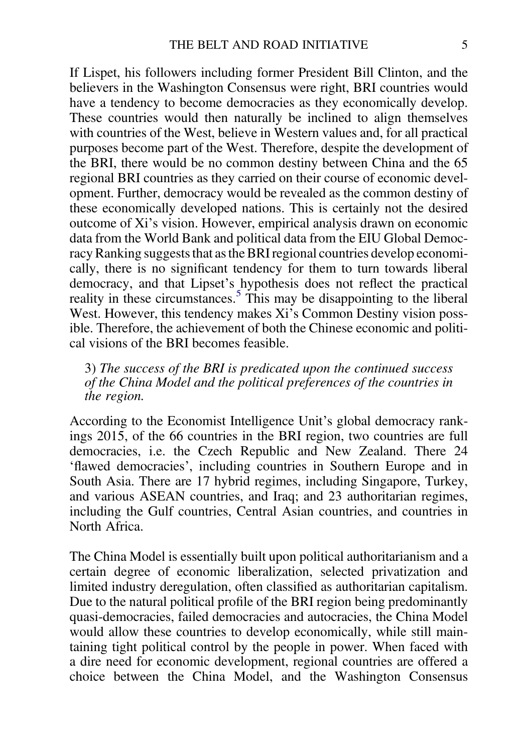If Lispet, his followers including former President Bill Clinton, and the believers in the Washington Consensus were right, BRI countries would have a tendency to become democracies as they economically develop. These countries would then naturally be inclined to align themselves with countries of the West, believe in Western values and, for all practical purposes become part of the West. Therefore, despite the development of the BRI, there would be no common destiny between China and the 65 regional BRI countries as they carried on their course of economic development. Further, democracy would be revealed as the common destiny of these economically developed nations. This is certainly not the desired outcome of Xi's vision. However, empirical analysis drawn on economic data from the World Bank and political data from the EIU Global Democracy Ranking suggests that as the BRI regional countries develop economically, there is no significant tendency for them to turn towards liberal democracy, and that Lipset's hypothesis does not reflect the practical reality in these circumstances.[5] This may be disappointing to the liberal West. However, this tendency makes Xi's Common Destiny vision possible. Therefore, the achievement of both the Chinese economic and political visions of the BRI becomes feasible.

3) *The success of the BRI is predicated upon the continued success of the China Model and the political preferences of the countries in the region.*

According to the Economist Intelligence Unit's global democracy rankings 2015, of the 66 countries in the BRI region, two countries are full democracies, i.e. the Czech Republic and New Zealand. There 24 'flawed democracies', including countries in Southern Europe and in South Asia. There are 17 hybrid regimes, including Singapore, Turkey, and various ASEAN countries, and Iraq; and 23 authoritarian regimes, including the Gulf countries, Central Asian countries, and countries in North Africa.

The China Model is essentially built upon political authoritarianism and a certain degree of economic liberalization, selected privatization and limited industry deregulation, often classified as authoritarian capitalism. Due to the natural political profile of the BRI region being predominantly quasi-democracies, failed democracies and autocracies, the China Model would allow these countries to develop economically, while still maintaining tight political control by the people in power. When faced with a dire need for economic development, regional countries are offered a choice between the China Model, and the Washington Consensus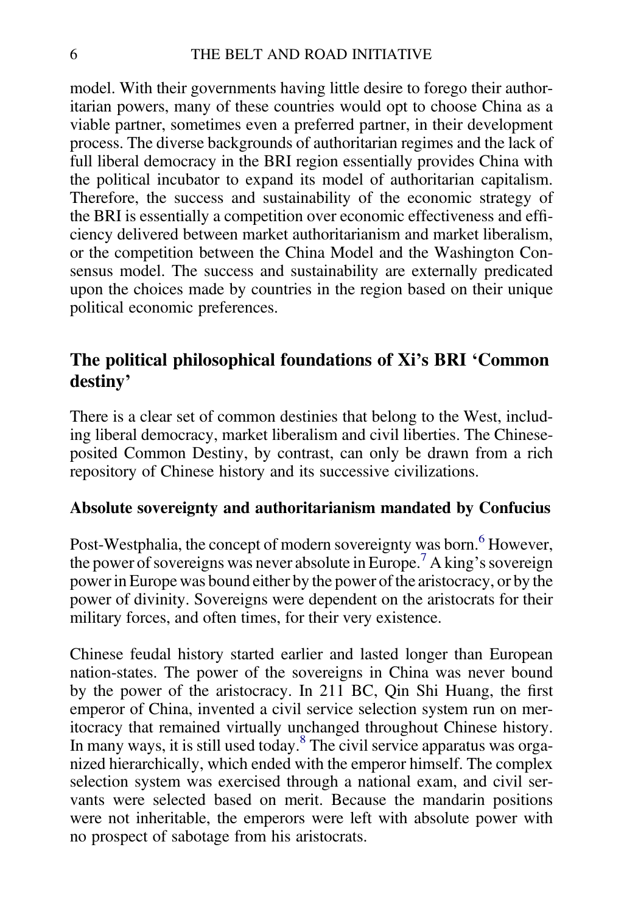model. With their governments having little desire to forego their authoritarian powers, many of these countries would opt to choose China as a viable partner, sometimes even a preferred partner, in their development process. The diverse backgrounds of authoritarian regimes and the lack of full liberal democracy in the BRI region essentially provides China with the political incubator to expand its model of authoritarian capitalism. Therefore, the success and sustainability of the economic strategy of the BRI is essentially a competition over economic effectiveness and efficiency delivered between market authoritarianism and market liberalism, or the competition between the China Model and the Washington Consensus model. The success and sustainability are externally predicated upon the choices made by countries in the region based on their unique political economic preferences.

## The political philosophical foundations of Xi's BRI 'Common destiny'

There is a clear set of common destinies that belong to the West, including liberal democracy, market liberalism and civil liberties. The Chinese-posited Common Destiny, by contrast, can only be drawn from a rich repository of Chinese history and its successive civilizations.

### Absolute sovereignty and authoritarianism mandated by Confucius

Post-Westphalia, the concept of modern sovereignty was born.[6] However, the power of sovereigns was never absolute in Europe.[7] A king's sovereign power in Europe was bound either by the power of the aristocracy, or by the power of divinity. Sovereigns were dependent on the aristocrats for their military forces, and often times, for their very existence.

Chinese feudal history started earlier and lasted longer than European nation-states. The power of the sovereigns in China was never bound by the power of the aristocracy. In 211 BC, Qin Shi Huang, the first emperor of China, invented a civil service selection system run on meritocracy that remained virtually unchanged throughout Chinese history. In many ways, it is still used today.[8] The civil service apparatus was organized hierarchically, which ended with the emperor himself. The complex selection system was exercised through a national exam, and civil servants were selected based on merit. Because the mandarin positions were not inheritable, the emperors were left with absolute power with no prospect of sabotage from his aristocrats.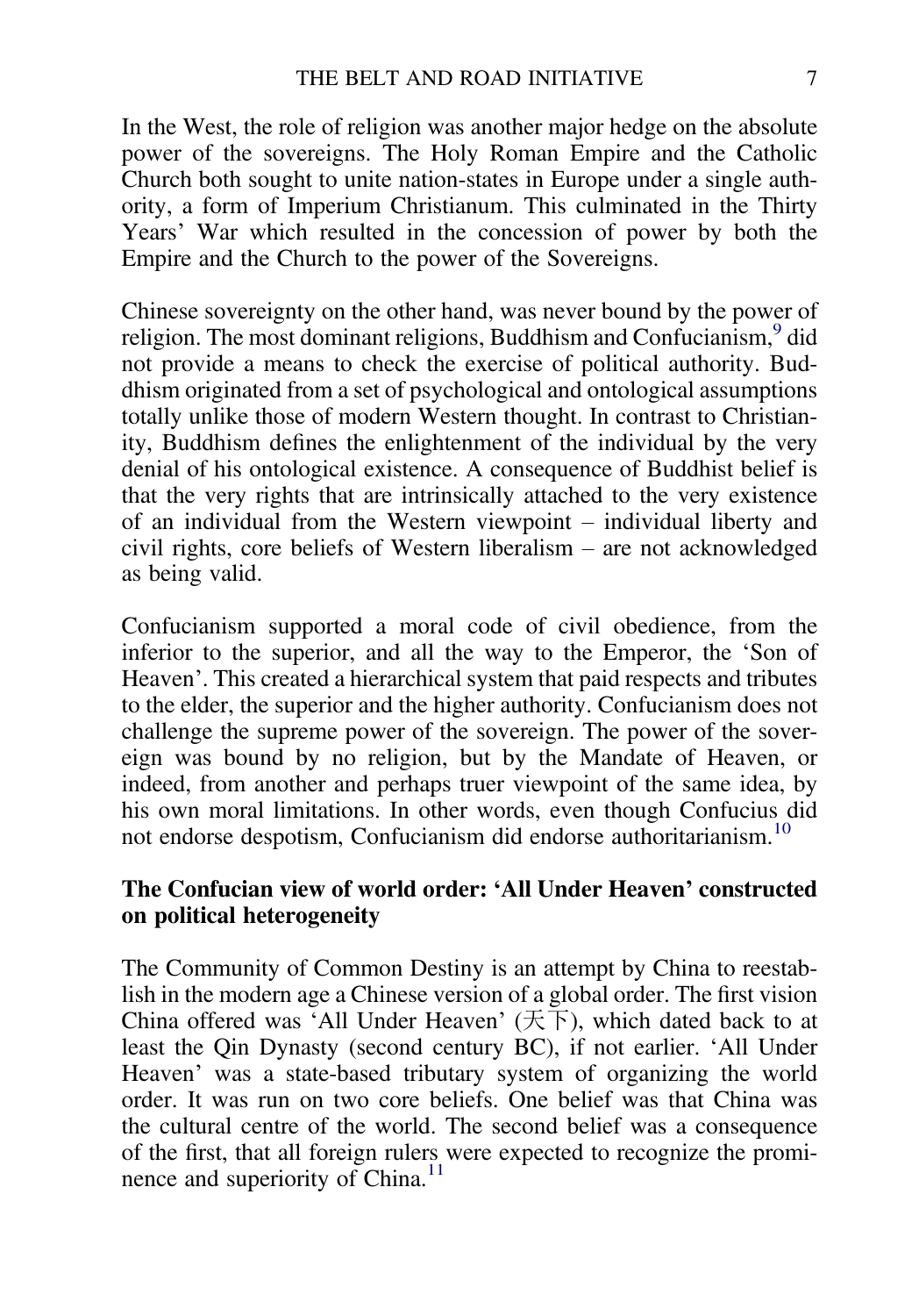In the West, the role of religion was another major hedge on the absolute power of the sovereigns. The Holy Roman Empire and the Catholic Church both sought to unite nation-states in Europe under a single authority, a form of Imperium Christianum. This culminated in the Thirty Years' War which resulted in the concession of power by both the Empire and the Church to the power of the Sovereigns.

Chinese sovereignty on the other hand, was never bound by the power of religion. The most dominant religions, Buddhism and Confucianism,[9] did not provide a means to check the exercise of political authority. Buddhism originated from a set of psychological and ontological assumptions totally unlike those of modern Western thought. In contrast to Christianity, Buddhism defines the enlightenment of the individual by the very denial of his ontological existence. A consequence of Buddhist belief is that the very rights that are intrinsically attached to the very existence of an individual from the Western viewpoint – individual liberty and civil rights, core beliefs of Western liberalism – are not acknowledged as being valid.

Confucianism supported a moral code of civil obedience, from the inferior to the superior, and all the way to the Emperor, the 'Son of Heaven'. This created a hierarchical system that paid respects and tributes to the elder, the superior and the higher authority. Confucianism does not challenge the supreme power of the sovereign. The power of the sovereign was bound by no religion, but by the Mandate of Heaven, or indeed, from another and perhaps truer viewpoint of the same idea, by his own moral limitations. In other words, even though Confucius did not endorse despotism, Confucianism did endorse authoritarianism.[10]

### The Confucian view of world order: 'All Under Heaven' constructed on political heterogeneity

The Community of Common Destiny is an attempt by China to reestablish in the modern age a Chinese version of a global order. The first vision China offered was 'All Under Heaven' (天下), which dated back to at least the Qin Dynasty (second century BC), if not earlier. 'All Under Heaven' was a state-based tributary system of organizing the world order. It was run on two core beliefs. One belief was that China was the cultural centre of the world. The second belief was a consequence of the first, that all foreign rulers were expected to recognize the prominence and superiority of China.[11]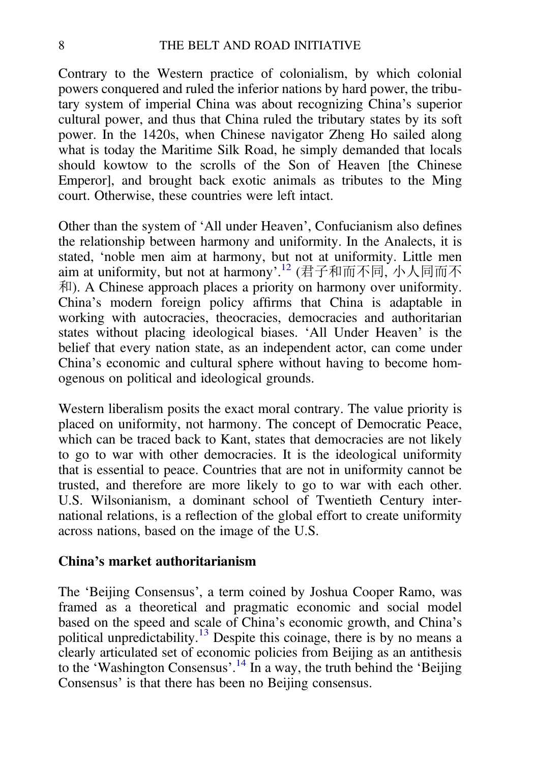Contrary to the Western practice of colonialism, by which colonial powers conquered and ruled the inferior nations by hard power, the tributary system of imperial China was about recognizing China's superior cultural power, and thus that China ruled the tributary states by its soft power. In the 1420s, when Chinese navigator Zheng Ho sailed along what is today the Maritime Silk Road, he simply demanded that locals should kowtow to the scrolls of the Son of Heaven [the Chinese Emperor], and brought back exotic animals as tributes to the Ming court. Otherwise, these countries were left intact.

Other than the system of 'All under Heaven', Confucianism also defines the relationship between harmony and uniformity. In the Analects, it is stated, 'noble men aim at harmony, but not at uniformity. Little men aim at uniformity, but not at harmony'.[12] (君子和而不同, 小人同而不和). A Chinese approach places a priority on harmony over uniformity. China's modern foreign policy affirms that China is adaptable in working with autocracies, theocracies, democracies and authoritarian states without placing ideological biases. 'All Under Heaven' is the belief that every nation state, as an independent actor, can come under China's economic and cultural sphere without having to become homogenous on political and ideological grounds.

Western liberalism posits the exact moral contrary. The value priority is placed on uniformity, not harmony. The concept of Democratic Peace, which can be traced back to Kant, states that democracies are not likely to go to war with other democracies. It is the ideological uniformity that is essential to peace. Countries that are not in uniformity cannot be trusted, and therefore are more likely to go to war with each other. U.S. Wilsonianism, a dominant school of Twentieth Century international relations, is a reflection of the global effort to create uniformity across nations, based on the image of the U.S.

## China's market authoritarianism

The 'Beijing Consensus', a term coined by Joshua Cooper Ramo, was framed as a theoretical and pragmatic economic and social model based on the speed and scale of China's economic growth, and China's political unpredictability.[13] Despite this coinage, there is by no means a clearly articulated set of economic policies from Beijing as an antithesis to the 'Washington Consensus'.[14] In a way, the truth behind the 'Beijing Consensus' is that there has been no Beijing consensus.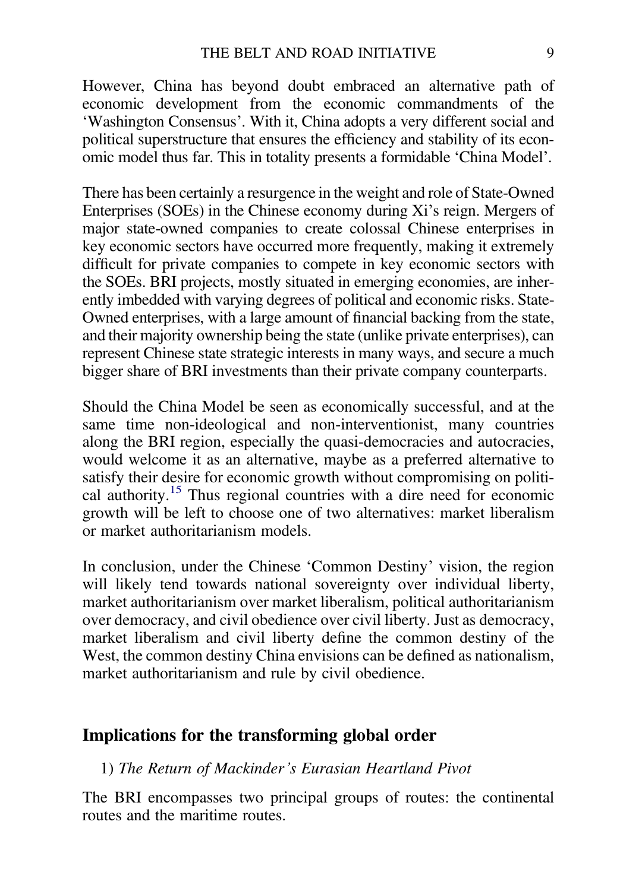However, China has beyond doubt embraced an alternative path of economic development from the economic commandments of the 'Washington Consensus'. With it, China adopts a very different social and political superstructure that ensures the efficiency and stability of its economic model thus far. This in totality presents a formidable 'China Model'.

There has been certainly a resurgence in the weight and role of State-Owned Enterprises (SOEs) in the Chinese economy during Xi's reign. Mergers of major state-owned companies to create colossal Chinese enterprises in key economic sectors have occurred more frequently, making it extremely difficult for private companies to compete in key economic sectors with the SOEs. BRI projects, mostly situated in emerging economies, are inherently imbedded with varying degrees of political and economic risks. State-Owned enterprises, with a large amount of financial backing from the state, and their majority ownership being the state (unlike private enterprises), can represent Chinese state strategic interests in many ways, and secure a much bigger share of BRI investments than their private company counterparts.

Should the China Model be seen as economically successful, and at the same time non-ideological and non-interventionist, many countries along the BRI region, especially the quasi-democracies and autocracies, would welcome it as an alternative, maybe as a preferred alternative to satisfy their desire for economic growth without compromising on political authority.[15] Thus regional countries with a dire need for economic growth will be left to choose one of two alternatives: market liberalism or market authoritarianism models.

In conclusion, under the Chinese 'Common Destiny' vision, the region will likely tend towards national sovereignty over individual liberty, market authoritarianism over market liberalism, political authoritarianism over democracy, and civil obedience over civil liberty. Just as democracy, market liberalism and civil liberty define the common destiny of the West, the common destiny China envisions can be defined as nationalism, market authoritarianism and rule by civil obedience.

## Implications for the transforming global order

1) *The Return of Mackinder's Eurasian Heartland Pivot*

The BRI encompasses two principal groups of routes: the continental routes and the maritime routes.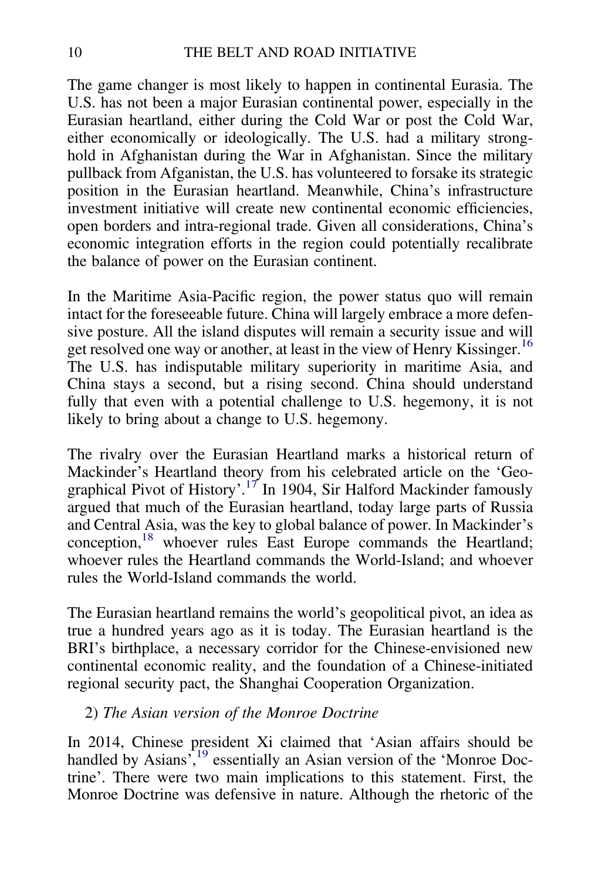The game changer is most likely to happen in continental Eurasia. The U.S. has not been a major Eurasian continental power, especially in the Eurasian heartland, either during the Cold War or post the Cold War, either economically or ideologically. The U.S. had a military stronghold in Afghanistan during the War in Afghanistan. Since the military pullback from Afganistan, the U.S. has volunteered to forsake its strategic position in the Eurasian heartland. Meanwhile, China's infrastructure investment initiative will create new continental economic efficiencies, open borders and intra-regional trade. Given all considerations, China's economic integration efforts in the region could potentially recalibrate the balance of power on the Eurasian continent.

In the Maritime Asia-Pacific region, the power status quo will remain intact for the foreseeable future. China will largely embrace a more defensive posture. All the island disputes will remain a security issue and will get resolved one way or another, at least in the view of Henry Kissinger.[16] The U.S. has indisputable military superiority in maritime Asia, and China stays a second, but a rising second. China should understand fully that even with a potential challenge to U.S. hegemony, it is not likely to bring about a change to U.S. hegemony.

The rivalry over the Eurasian Heartland marks a historical return of Mackinder's Heartland theory from his celebrated article on the 'Geographical Pivot of History'.[17] In 1904, Sir Halford Mackinder famously argued that much of the Eurasian heartland, today large parts of Russia and Central Asia, was the key to global balance of power. In Mackinder's conception,[18] whoever rules East Europe commands the Heartland; whoever rules the Heartland commands the World-Island; and whoever rules the World-Island commands the world.

The Eurasian heartland remains the world's geopolitical pivot, an idea as true a hundred years ago as it is today. The Eurasian heartland is the BRI's birthplace, a necessary corridor for the Chinese-envisioned new continental economic reality, and the foundation of a Chinese-initiated regional security pact, the Shanghai Cooperation Organization.

2) *The Asian version of the Monroe Doctrine*

In 2014, Chinese president Xi claimed that 'Asian affairs should be handled by Asians',[19] essentially an Asian version of the 'Monroe Doctrine'. There were two main implications to this statement. First, the Monroe Doctrine was defensive in nature. Although the rhetoric of the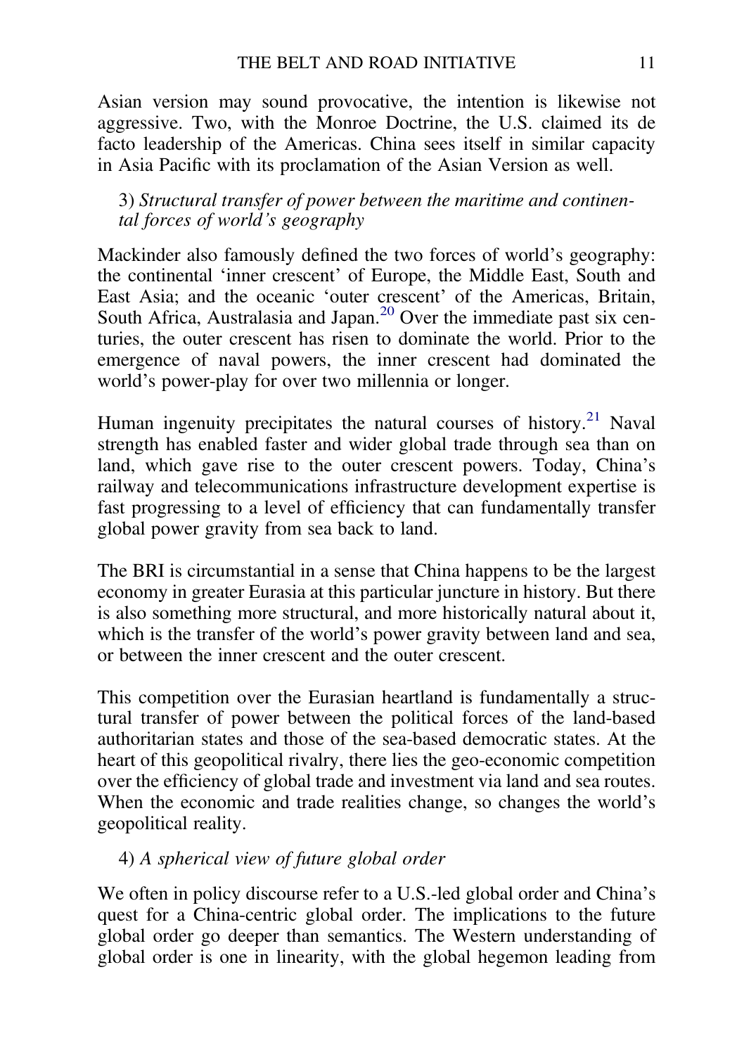Asian version may sound provocative, the intention is likewise not aggressive. Two, with the Monroe Doctrine, the U.S. claimed its de facto leadership of the Americas. China sees itself in similar capacity in Asia Pacific with its proclamation of the Asian Version as well.

3) *Structural transfer of power between the maritime and continental forces of world's geography*

Mackinder also famously defined the two forces of world's geography: the continental 'inner crescent' of Europe, the Middle East, South and East Asia; and the oceanic 'outer crescent' of the Americas, Britain, South Africa, Australasia and Japan.[20] Over the immediate past six centuries, the outer crescent has risen to dominate the world. Prior to the emergence of naval powers, the inner crescent had dominated the world's power-play for over two millennia or longer.

Human ingenuity precipitates the natural courses of history.[21] Naval strength has enabled faster and wider global trade through sea than on land, which gave rise to the outer crescent powers. Today, China's railway and telecommunications infrastructure development expertise is fast progressing to a level of efficiency that can fundamentally transfer global power gravity from sea back to land.

The BRI is circumstantial in a sense that China happens to be the largest economy in greater Eurasia at this particular juncture in history. But there is also something more structural, and more historically natural about it, which is the transfer of the world's power gravity between land and sea, or between the inner crescent and the outer crescent.

This competition over the Eurasian heartland is fundamentally a structural transfer of power between the political forces of the land-based authoritarian states and those of the sea-based democratic states. At the heart of this geopolitical rivalry, there lies the geo-economic competition over the efficiency of global trade and investment via land and sea routes. When the economic and trade realities change, so changes the world's geopolitical reality.

4) *A spherical view of future global order*

We often in policy discourse refer to a U.S.-led global order and China's quest for a China-centric global order. The implications to the future global order go deeper than semantics. The Western understanding of global order is one in linearity, with the global hegemon leading from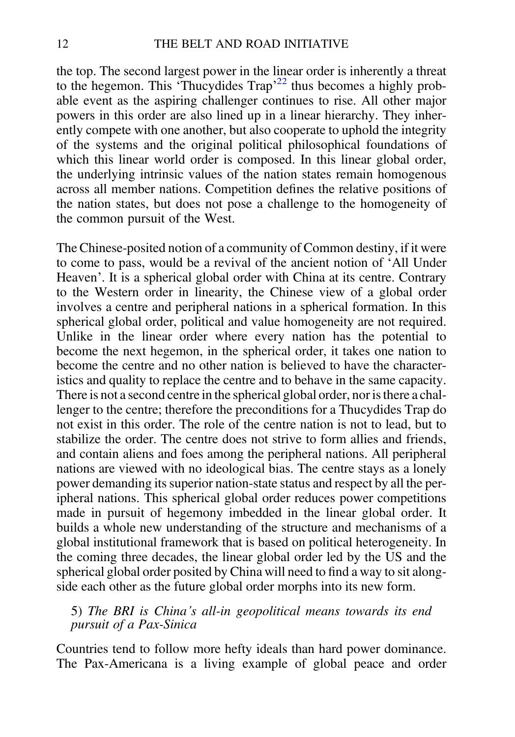the top. The second largest power in the linear order is inherently a threat to the hegemon. This 'Thucydides Trap'[22] thus becomes a highly probable event as the aspiring challenger continues to rise. All other major powers in this order are also lined up in a linear hierarchy. They inherently compete with one another, but also cooperate to uphold the integrity of the systems and the original political philosophical foundations of which this linear world order is composed. In this linear global order, the underlying intrinsic values of the nation states remain homogenous across all member nations. Competition defines the relative positions of the nation states, but does not pose a challenge to the homogeneity of the common pursuit of the West.

The Chinese-posited notion of a community of Common destiny, if it were to come to pass, would be a revival of the ancient notion of 'All Under Heaven'. It is a spherical global order with China at its centre. Contrary to the Western order in linearity, the Chinese view of a global order involves a centre and peripheral nations in a spherical formation. In this spherical global order, political and value homogeneity are not required. Unlike in the linear order where every nation has the potential to become the next hegemon, in the spherical order, it takes one nation to become the centre and no other nation is believed to have the characteristics and quality to replace the centre and to behave in the same capacity. There is not a second centre in the spherical global order, nor is there a challenger to the centre; therefore the preconditions for a Thucydides Trap do not exist in this order. The role of the centre nation is not to lead, but to stabilize the order. The centre does not strive to form allies and friends, and contain aliens and foes among the peripheral nations. All peripheral nations are viewed with no ideological bias. The centre stays as a lonely power demanding its superior nation-state status and respect by all the peripheral nations. This spherical global order reduces power competitions made in pursuit of hegemony imbedded in the linear global order. It builds a whole new understanding of the structure and mechanisms of a global institutional framework that is based on political heterogeneity. In the coming three decades, the linear global order led by the US and the spherical global order posited by China will need to find a way to sit alongside each other as the future global order morphs into its new form.

5) *The BRI is China's all-in geopolitical means towards its end pursuit of a Pax-Sinica*

Countries tend to follow more hefty ideals than hard power dominance. The Pax-Americana is a living example of global peace and order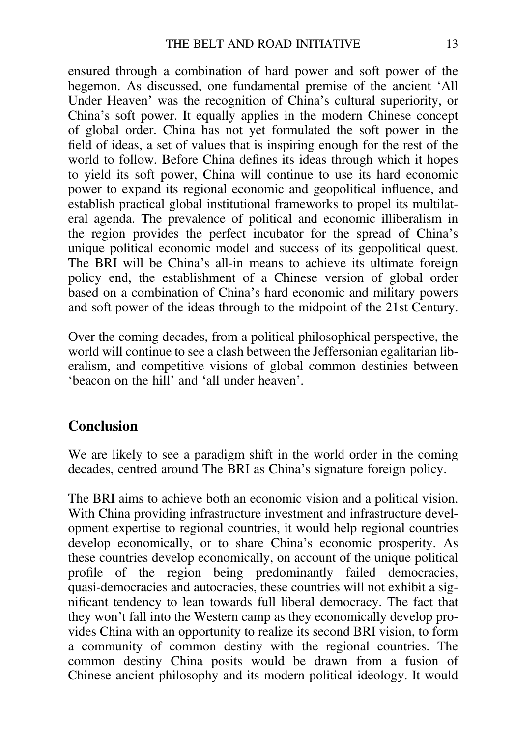ensured through a combination of hard power and soft power of the hegemon. As discussed, one fundamental premise of the ancient 'All Under Heaven' was the recognition of China's cultural superiority, or China's soft power. It equally applies in the modern Chinese concept of global order. China has not yet formulated the soft power in the field of ideas, a set of values that is inspiring enough for the rest of the world to follow. Before China defines its ideas through which it hopes to yield its soft power, China will continue to use its hard economic power to expand its regional economic and geopolitical influence, and establish practical global institutional frameworks to propel its multilateral agenda. The prevalence of political and economic illiberalism in the region provides the perfect incubator for the spread of China's unique political economic model and success of its geopolitical quest. The BRI will be China's all-in means to achieve its ultimate foreign policy end, the establishment of a Chinese version of global order based on a combination of China's hard economic and military powers and soft power of the ideas through to the midpoint of the 21st Century.

Over the coming decades, from a political philosophical perspective, the world will continue to see a clash between the Jeffersonian egalitarian liberalism, and competitive visions of global common destinies between 'beacon on the hill' and 'all under heaven'.

## Conclusion

We are likely to see a paradigm shift in the world order in the coming decades, centred around The BRI as China's signature foreign policy.

The BRI aims to achieve both an economic vision and a political vision. With China providing infrastructure investment and infrastructure development expertise to regional countries, it would help regional countries develop economically, or to share China's economic prosperity. As these countries develop economically, on account of the unique political profile of the region being predominantly failed democracies, quasi-democracies and autocracies, these countries will not exhibit a significant tendency to lean towards full liberal democracy. The fact that they won't fall into the Western camp as they economically develop provides China with an opportunity to realize its second BRI vision, to form a community of common destiny with the regional countries. The common destiny China posits would be drawn from a fusion of Chinese ancient philosophy and its modern political ideology. It would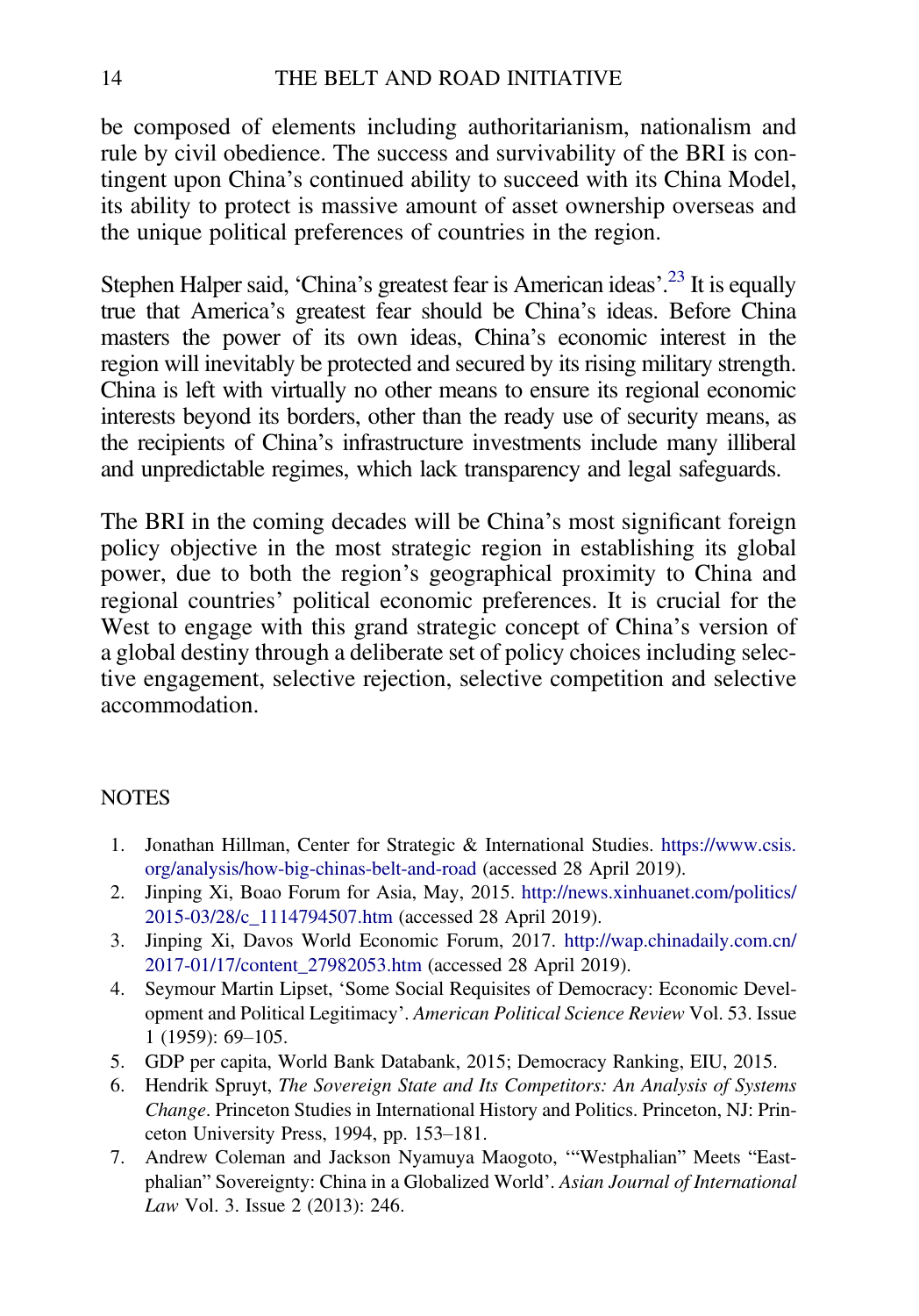be composed of elements including authoritarianism, nationalism and rule by civil obedience. The success and survivability of the BRI is contingent upon China's continued ability to succeed with its China Model, its ability to protect is massive amount of asset ownership overseas and the unique political preferences of countries in the region.

Stephen Halper said, 'China's greatest fear is American ideas'.[23] It is equally true that America's greatest fear should be China's ideas. Before China masters the power of its own ideas, China's economic interest in the region will inevitably be protected and secured by its rising military strength. China is left with virtually no other means to ensure its regional economic interests beyond its borders, other than the ready use of security means, as the recipients of China's infrastructure investments include many illiberal and unpredictable regimes, which lack transparency and legal safeguards.

The BRI in the coming decades will be China's most significant foreign policy objective in the most strategic region in establishing its global power, due to both the region's geographical proximity to China and regional countries' political economic preferences. It is crucial for the West to engage with this grand strategic concept of China's version of a global destiny through a deliberate set of policy choices including selective engagement, selective rejection, selective competition and selective accommodation.

## NOTES

1. Jonathan Hillman, Center for Strategic & International Studies. https://www.csis.org/analysis/how-big-chinas-belt-and-road (accessed 28 April 2019).
2. Jinping Xi, Boao Forum for Asia, May, 2015. http://news.xinhuanet.com/politics/2015-03/28/c_1114794507.htm (accessed 28 April 2019).
3. Jinping Xi, Davos World Economic Forum, 2017. http://wap.chinadaily.com.cn/2017-01/17/content_27982053.htm (accessed 28 April 2019).
4. Seymour Martin Lipset, 'Some Social Requisites of Democracy: Economic Development and Political Legitimacy'. *American Political Science Review* Vol. 53. Issue 1 (1959): 69–105.
5. GDP per capita, World Bank Databank, 2015; Democracy Ranking, EIU, 2015.
6. Hendrik Spruyt, *The Sovereign State and Its Competitors: An Analysis of Systems Change*. Princeton Studies in International History and Politics. Princeton, NJ: Princeton University Press, 1994, pp. 153–181.
7. Andrew Coleman and Jackson Nyamuya Maogoto, '"Westphalian" Meets "Eastphalian" Sovereignty: China in a Globalized World'. *Asian Journal of International Law* Vol. 3. Issue 2 (2013): 246.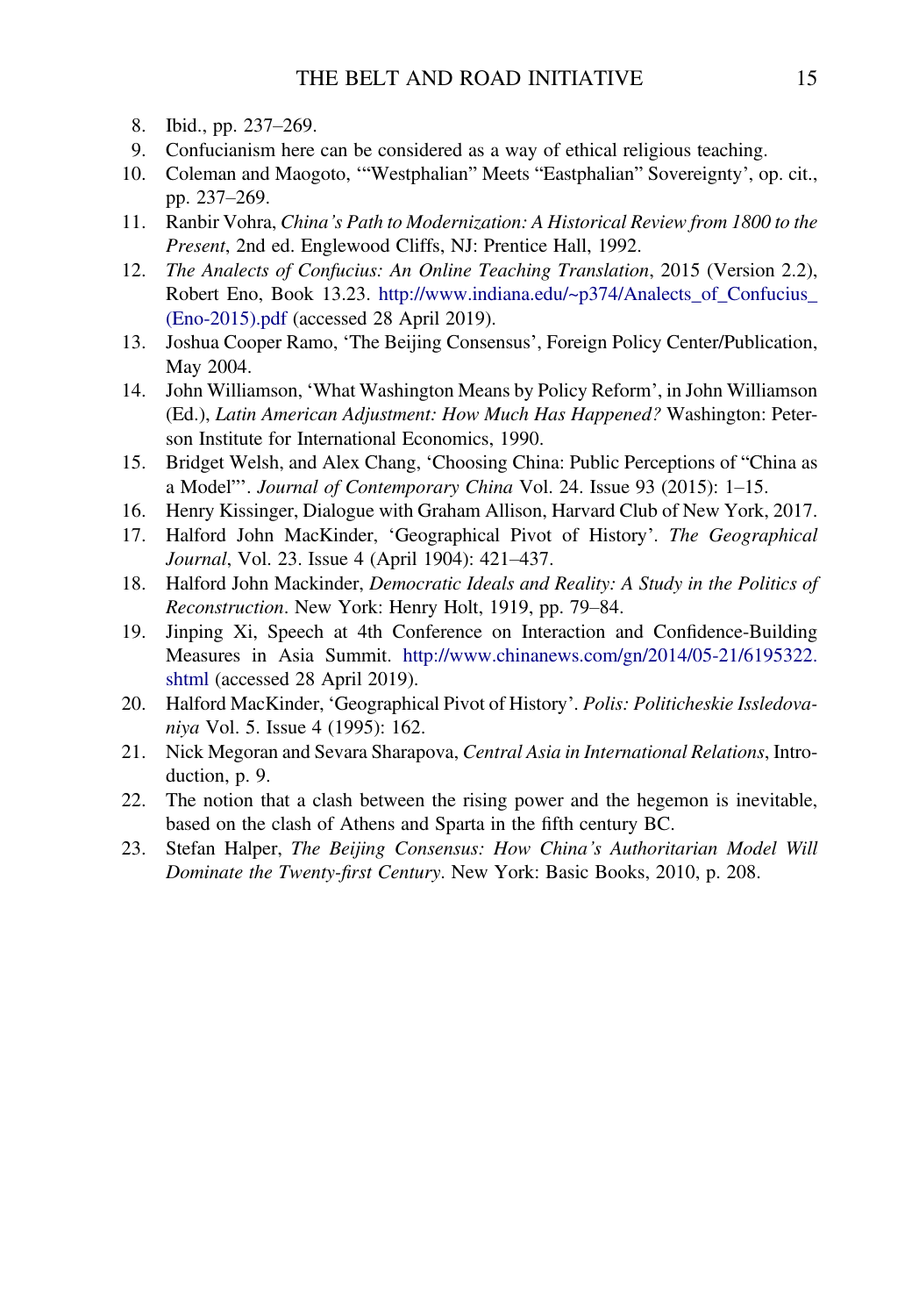8. Ibid., pp. 237–269.
9. Confucianism here can be considered as a way of ethical religious teaching.
10. Coleman and Maogoto, '"Westphalian" Meets "Eastphalian" Sovereignty', op. cit., pp. 237–269.
11. Ranbir Vohra, *China's Path to Modernization: A Historical Review from 1800 to the Present*, 2nd ed. Englewood Cliffs, NJ: Prentice Hall, 1992.
12. *The Analects of Confucius: An Online Teaching Translation*, 2015 (Version 2.2), Robert Eno, Book 13.23. http://www.indiana.edu/~p374/Analects_of_Confucius_(Eno-2015).pdf (accessed 28 April 2019).
13. Joshua Cooper Ramo, 'The Beijing Consensus', Foreign Policy Center/Publication, May 2004.
14. John Williamson, 'What Washington Means by Policy Reform', in John Williamson (Ed.), *Latin American Adjustment: How Much Has Happened?* Washington: Peterson Institute for International Economics, 1990.
15. Bridget Welsh, and Alex Chang, 'Choosing China: Public Perceptions of "China as a Model"'. *Journal of Contemporary China* Vol. 24. Issue 93 (2015): 1–15.
16. Henry Kissinger, Dialogue with Graham Allison, Harvard Club of New York, 2017.
17. Halford John MacKinder, 'Geographical Pivot of History'. *The Geographical Journal*, Vol. 23. Issue 4 (April 1904): 421–437.
18. Halford John Mackinder, *Democratic Ideals and Reality: A Study in the Politics of Reconstruction*. New York: Henry Holt, 1919, pp. 79–84.
19. Jinping Xi, Speech at 4th Conference on Interaction and Confidence-Building Measures in Asia Summit. http://www.chinanews.com/gn/2014/05-21/6195322.shtml (accessed 28 April 2019).
20. Halford MacKinder, 'Geographical Pivot of History'. *Polis: Politicheskie Issledovaniya* Vol. 5. Issue 4 (1995): 162.
21. Nick Megoran and Sevara Sharapova, *Central Asia in International Relations*, Introduction, p. 9.
22. The notion that a clash between the rising power and the hegemon is inevitable, based on the clash of Athens and Sparta in the fifth century BC.
23. Stefan Halper, *The Beijing Consensus: How China's Authoritarian Model Will Dominate the Twenty-first Century*. New York: Basic Books, 2010, p. 208.